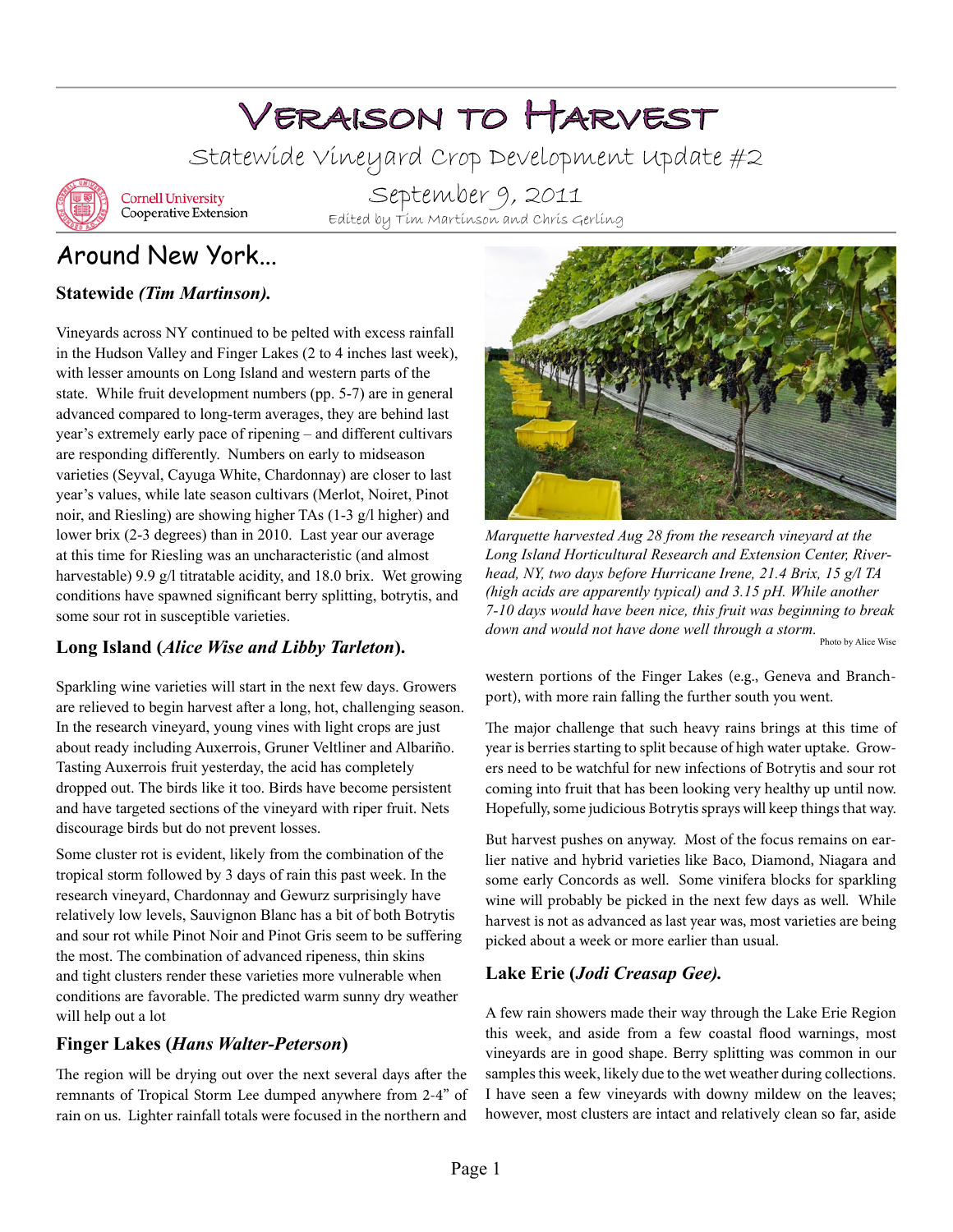# Veraison to Harvest

Statewide Vineyard Crop Development Update #2

Cornell University Cooperative Extension

September 9, 2011

Edited by Tim Martinson and Chris Gerling

## Around New York...

### Statewide *(Tim Martinson).*

Vineyards across NY continued to be pelted with excess rainfall in the Hudson Valley and Finger Lakes (2 to 4 inches last week), with lesser amounts on Long Island and western parts of the state. While fruit development numbers (pp. 5-7) are in general advanced compared to long-term averages, they are behind last year's extremely early pace of ripening – and different cultivars are responding differently. Numbers on early to midseason varieties (Seyval, Cayuga White, Chardonnay) are closer to last year's values, while late season cultivars (Merlot, Noiret, Pinot noir, and Riesling) are showing higher TAs (1-3 g/l higher) and lower brix (2-3 degrees) than in 2010. Last year our average at this time for Riesling was an uncharacteristic (and almost harvestable) 9.9 g/l titratable acidity, and 18.0 brix. Wet growing conditions have spawned significant berry splitting, botrytis, and some sour rot in susceptible varieties.

### Long Island (*Alice Wise and Libby Tarleton*).

Sparkling wine varieties will start in the next few days. Growers are relieved to begin harvest after a long, hot, challenging season. In the research vineyard, young vines with light crops are just about ready including Auxerrois, Gruner Veltliner and Albariño. Tasting Auxerrois fruit yesterday, the acid has completely dropped out. The birds like it too. Birds have become persistent and have targeted sections of the vineyard with riper fruit. Nets discourage birds but do not prevent losses.

Some cluster rot is evident, likely from the combination of the tropical storm followed by 3 days of rain this past week. In the research vineyard, Chardonnay and Gewurz surprisingly have relatively low levels, Sauvignon Blanc has a bit of both Botrytis and sour rot while Pinot Noir and Pinot Gris seem to be suffering the most. The combination of advanced ripeness, thin skins and tight clusters render these varieties more vulnerable when conditions are favorable. The predicted warm sunny dry weather will help out a lot

### Finger Lakes (*Hans Walter-Peterson*)

The region will be drying out over the next several days after the remnants of Tropical Storm Lee dumped anywhere from 2-4" of rain on us. Lighter rainfall totals were focused in the northern and western portions of the Finger Lakes (e.g., Geneva and Branchport), with more rain falling the further south you went.

The major challenge that such heavy rains brings at this time of year is berries starting to split because of high water uptake. Growers need to be watchful for new infections of Botrytis and sour rot coming into fruit that has been looking very healthy up until now. Hopefully, some judicious Botrytis sprays will keep things that way.

But harvest pushes on anyway. Most of the focus remains on earlier native and hybrid varieties like Baco, Diamond, Niagara and some early Concords as well. Some vinifera blocks for sparkling wine will probably be picked in the next few days as well. While harvest is not as advanced as last year was, most varieties are being picked about a week or more earlier than usual.

*Marquette harvested Aug 28 from the research vineyard at the Long Island Horticultural Research and Extension Center, Riverhead, NY, two days before Hurricane Irene, 21.4 Brix, 15 g/l TA (high acids are apparently typical) and 3.15 pH. While another 7-10 days would have been nice, this fruit was beginning to break down and would not have done well through a storm.* Photo by Alice Wise

### Lake Erie (*Jodi Creasap Gee).*

A few rain showers made their way through the Lake Erie Region this week, and aside from a few coastal flood warnings, most vineyards are in good shape. Berry splitting was common in our samples this week, likely due to the wet weather during collections. I have seen a few vineyards with downy mildew on the leaves; however, most clusters are intact and relatively clean so far, aside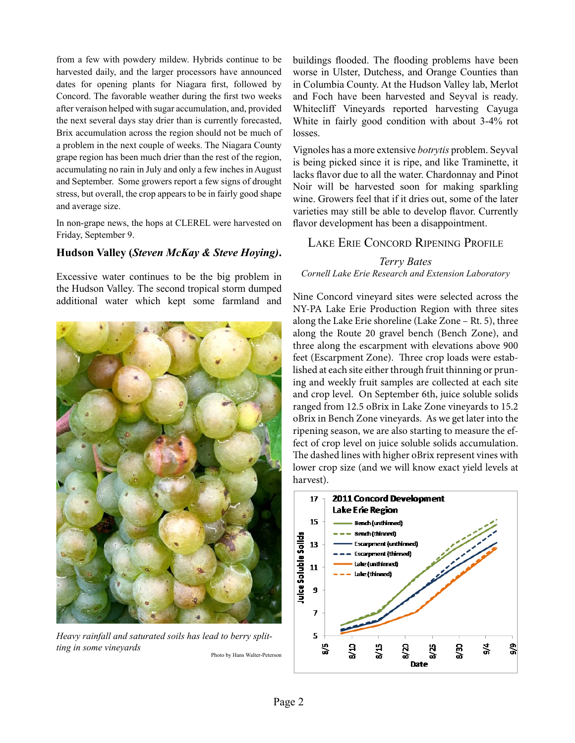from a few with powdery mildew. Hybrids continue to be harvested daily, and the larger processors have announced dates for opening plants for Niagara first, followed by Concord. The favorable weather during the first two weeks after veraíson helped with sugar accumulation, and, provided the next several days stay drier than is currently forecasted, Brix accumulation across the region should not be much of a problem in the next couple of weeks. The Niagara County grape region has been much drier than the rest of the region, accumulating no rain in July and only a few inches in August and September. Some growers report a few signs of drought stress, but overall, the crop appears to be in fairly good shape and average size.

In non-grape news, the hops at CLEREL were harvested on Friday, September 9.

**Hudson Valley (*Steven McKay & Steve Hoying*).**

Excessive water continues to be the big problem in the Hudson Valley. The second tropical storm dumped additional water which kept some farmland and buildings flooded. The flooding problems have been worse in Ulster, Dutchess, and Orange Counties than in Columbia County. At the Hudson Valley lab, Merlot and Foch have been harvested and Seyval is ready. Whitecliff Vineyards reported harvesting Cayuga White in fairly good condition with about 3-4% rot losses.

*Heavy rainfall and saturated soils has lead to berry splitting in some vineyards*

Photo by Hans Walter-Peterson

Vignoles has a more extensive *botrytis* problem. Seyval is being picked since it is ripe, and like Traminette, it lacks flavor due to all the water. Chardonnay and Pinot Noir will be harvested soon for making sparkling wine. Growers feel that if it dries out, some of the later varieties may still be able to develop flavor. Currently flavor development has been a disappointment.

## Lake Erie Concord Ripening Profile

*Terry Bates*
*Cornell Lake Erie Research and Extension Laboratory*

Nine Concord vineyard sites were selected across the NY-PA Lake Erie Production Region with three sites along the Lake Erie shoreline (Lake Zone – Rt. 5), three along the Route 20 gravel bench (Bench Zone), and three along the escarpment with elevations above 900 feet (Escarpment Zone). Three crop loads were established at each site either through fruit thinning or pruning and weekly fruit samples are collected at each site and crop level. On September 6th, juice soluble solids ranged from 12.5 oBrix in Lake Zone vineyards to 15.2 oBrix in Bench Zone vineyards. As we get later into the ripening season, we are also starting to measure the effect of crop level on juice soluble solids accumulation. The dashed lines with higher oBrix represent vines with lower crop size (and we will know exact yield levels at harvest).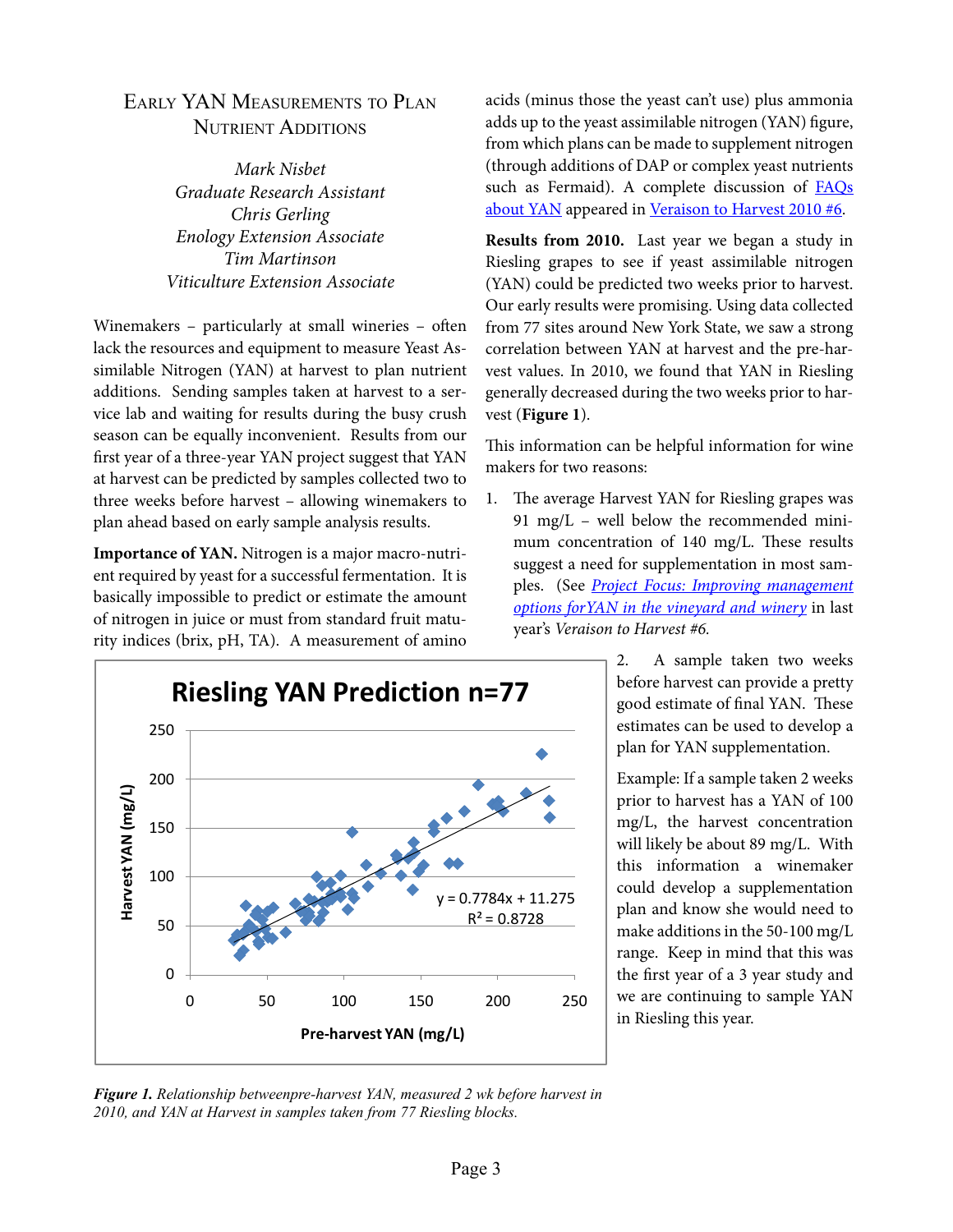## Early YAN Measurements to Plan Nutrient Additions

*Mark Nisbet*
*Graduate Research Assistant*
*Chris Gerling*
*Enology Extension Associate*
*Tim Martinson*
*Viticulture Extension Associate*

Winemakers – particularly at small wineries – often lack the resources and equipment to measure Yeast Assimilable Nitrogen (YAN) at harvest to plan nutrient additions. Sending samples taken at harvest to a service lab and waiting for results during the busy crush season can be equally inconvenient. Results from our first year of a three-year YAN project suggest that YAN at harvest can be predicted by samples collected two to three weeks before harvest – allowing winemakers to plan ahead based on early sample analysis results.

**Importance of YAN.** Nitrogen is a major macro-nutrient required by yeast for a successful fermentation. It is basically impossible to predict or estimate the amount of nitrogen in juice or must from standard fruit maturity indices (brix, pH, TA). A measurement of amino acids (minus those the yeast can't use) plus ammonia adds up to the yeast assimilable nitrogen (YAN) figure, from which plans can be made to supplement nitrogen (through additions of DAP or complex yeast nutrients such as Fermaid). A complete discussion of FAQs about YAN appeared in Veraison to Harvest 2010 #6.

**Results from 2010.** Last year we began a study in Riesling grapes to see if yeast assimilable nitrogen (YAN) could be predicted two weeks prior to harvest. Our early results were promising. Using data collected from 77 sites around New York State, we saw a strong correlation between YAN at harvest and the pre-harvest values. In 2010, we found that YAN in Riesling generally decreased during the two weeks prior to harvest (**Figure 1**).

This information can be helpful information for wine makers for two reasons:

1. The average Harvest YAN for Riesling grapes was 91 mg/L – well below the recommended minimum concentration of 140 mg/L. These results suggest a need for supplementation in most samples. (See *Project Focus: Improving management options forYAN in the vineyard and winery* in last year's *Veraison to Harvest #6.*
2. A sample taken two weeks before harvest can provide a pretty good estimate of final YAN. These estimates can be used to develop a plan for YAN supplementation.

Example: If a sample taken 2 weeks prior to harvest has a YAN of 100 mg/L, the harvest concentration will likely be about 89 mg/L. With this information a winemaker could develop a supplementation plan and know she would need to make additions in the 50-100 mg/L range. Keep in mind that this was the first year of a 3 year study and we are continuing to sample YAN in Riesling this year.

**Riesling YAN Prediction n=77**

$y = 0.7784x + 11.275$
$R^2 = 0.8728$

***Figure 1.*** *Relationship betweenpre-harvest YAN, measured 2 wk before harvest in 2010, and YAN at Harvest in samples taken from 77 Riesling blocks.*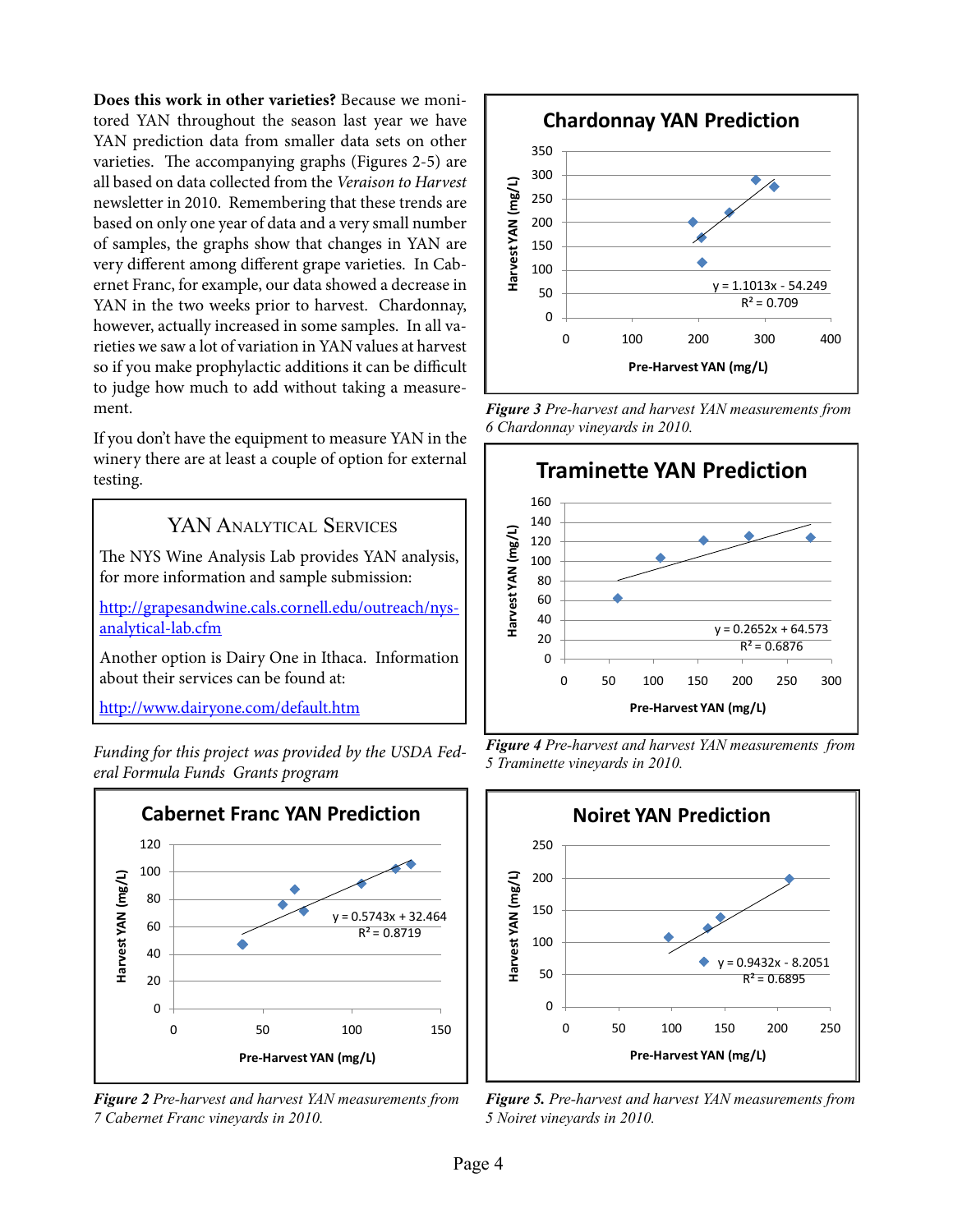**Does this work in other varieties?** Because we monitored YAN throughout the season last year we have YAN prediction data from smaller data sets on other varieties. The accompanying graphs (Figures 2-5) are all based on data collected from the *Veraison to Harvest* newsletter in 2010. Remembering that these trends are based on only one year of data and a very small number of samples, the graphs show that changes in YAN are very different among different grape varieties. In Cabernet Franc, for example, our data showed a decrease in YAN in the two weeks prior to harvest. Chardonnay, however, actually increased in some samples. In all varieties we saw a lot of variation in YAN values at harvest so if you make prophylactic additions it can be difficult to judge how much to add without taking a measurement.

If you don't have the equipment to measure YAN in the winery there are at least a couple of option for external testing.

## YAN Analytical Services

The NYS Wine Analysis Lab provides YAN analysis, for more information and sample submission:

http://grapesandwine.cals.cornell.edu/outreach/nys-analytical-lab.cfm

Another option is Dairy One in Ithaca. Information about their services can be found at:

http://www.dairyone.com/default.htm

*Funding for this project was provided by the USDA Federal Formula Funds Grants program*

**Figure 2** *Pre-harvest and harvest YAN measurements from 7 Cabernet Franc vineyards in 2010.*

**Figure 3** *Pre-harvest and harvest YAN measurements from 6 Chardonnay vineyards in 2010.*

**Figure 4** *Pre-harvest and harvest YAN measurements from 5 Traminette vineyards in 2010.*

**Figure 5.** *Pre-harvest and harvest YAN measurements from 5 Noiret vineyards in 2010.*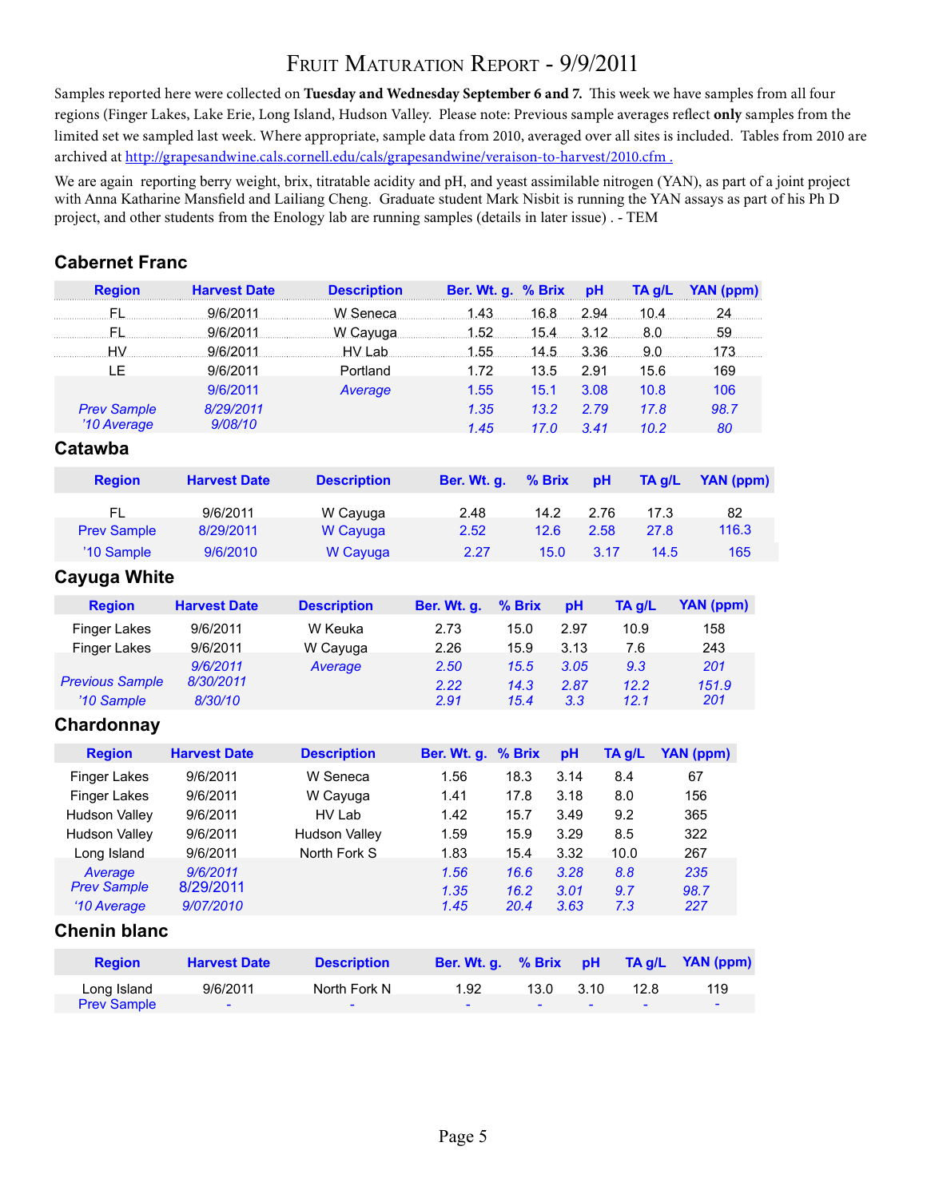// Fruit Maturation Report - 9/9/2011

Samples reported here were collected on **Tuesday and Wednesday September 6 and 7.** This week we have samples from all four regions (Finger Lakes, Lake Erie, Long Island, Hudson Valley. Please note: Previous sample averages reflect **only** samples from the limited set we sampled last week. Where appropriate, sample data from 2010, averaged over all sites is included. Tables from 2010 are archived at http://grapesandwine.cals.cornell.edu/cals/grapesandwine/veraison-to-harvest/2010.cfm .

We are again reporting berry weight, brix, titratable acidity and pH, and yeast assimilable nitrogen (YAN), as part of a joint project with Anna Katharine Mansfield and Lailiang Cheng. Graduate student Mark Nisbit is running the YAN assays as part of his Ph D project, and other students from the Enology lab are running samples (details in later issue) . - TEM

## Cabernet Franc

| Region | Harvest Date | Description | Ber. Wt. g. | % Brix | pH | TA g/L | YAN (ppm) |
|---|---|---|---|---|---|---|---|
| FL | 9/6/2011 | W Seneca | 1.43 | 16.8 | 2.94 | 10.4 | 24 |
| FL | 9/6/2011 | W Cayuga | 1.52 | 15.4 | 3.12 | 8.0 | 59 |
| HV | 9/6/2011 | HV Lab | 1.55 | 14.5 | 3.36 | 9.0 | 173 |
| LE | 9/6/2011 | Portland | 1.72 | 13.5 | 2.91 | 15.6 | 169 |
| | *9/6/2011* | *Average* | *1.55* | *15.1* | *3.08* | *10.8* | *106* |
| *Prev Sample* | *8/29/2011* | | *1.35* | *13.2* | *2.79* | *17.8* | *98.7* |
| *'10 Average* | *9/08/10* | | *1.45* | *17.0* | *3.41* | *10.2* | *80* |

## Catawba

| Region | Harvest Date | Description | Ber. Wt. g. | % Brix | pH | TA g/L | YAN (ppm) |
|---|---|---|---|---|---|---|---|
| FL | 9/6/2011 | W Cayuga | 2.48 | 14.2 | 2.76 | 17.3 | 82 |
| Prev Sample | 8/29/2011 | W Cayuga | 2.52 | 12.6 | 2.58 | 27.8 | 116.3 |
| '10 Sample | 9/6/2010 | W Cayuga | 2.27 | 15.0 | 3.17 | 14.5 | 165 |

## Cayuga White

| Region | Harvest Date | Description | Ber. Wt. g. | % Brix | pH | TA g/L | YAN (ppm) |
|---|---|---|---|---|---|---|---|
| Finger Lakes | 9/6/2011 | W Keuka | 2.73 | 15.0 | 2.97 | 10.9 | 158 |
| Finger Lakes | 9/6/2011 | W Cayuga | 2.26 | 15.9 | 3.13 | 7.6 | 243 |
| | *9/6/2011* | *Average* | *2.50* | *15.5* | *3.05* | *9.3* | *201* |
| *Previous Sample* | *8/30/2011* | | *2.22* | *14.3* | *2.87* | *12.2* | *151.9* |
| *'10 Sample* | *8/30/10* | | *2.91* | *15.4* | *3.3* | *12.1* | *201* |

## Chardonnay

| Region | Harvest Date | Description | Ber. Wt. g. | % Brix | pH | TA g/L | YAN (ppm) |
|---|---|---|---|---|---|---|---|
| Finger Lakes | 9/6/2011 | W Seneca | 1.56 | 18.3 | 3.14 | 8.4 | 67 |
| Finger Lakes | 9/6/2011 | W Cayuga | 1.41 | 17.8 | 3.18 | 8.0 | 156 |
| Hudson Valley | 9/6/2011 | HV Lab | 1.42 | 15.7 | 3.49 | 9.2 | 365 |
| Hudson Valley | 9/6/2011 | Hudson Valley | 1.59 | 15.9 | 3.29 | 8.5 | 322 |
| Long Island | 9/6/2011 | North Fork S | 1.83 | 15.4 | 3.32 | 10.0 | 267 |
| *Average* | *9/6/2011* | | *1.56* | *16.6* | *3.28* | *8.8* | *235* |
| *Prev Sample* | 8/29/2011 | | *1.35* | *16.2* | *3.01* | *9.7* | *98.7* |
| *'10 Average* | *9/07/2010* | | *1.45* | *20.4* | *3.63* | *7.3* | *227* |

## Chenin blanc

| Region | Harvest Date | Description | Ber. Wt. g. | % Brix | pH | TA g/L | YAN (ppm) |
|---|---|---|---|---|---|---|---|
| Long Island | 9/6/2011 | North Fork N | 1.92 | 13.0 | 3.10 | 12.8 | 119 |
| Prev Sample | - | - | - | - | - | - | - |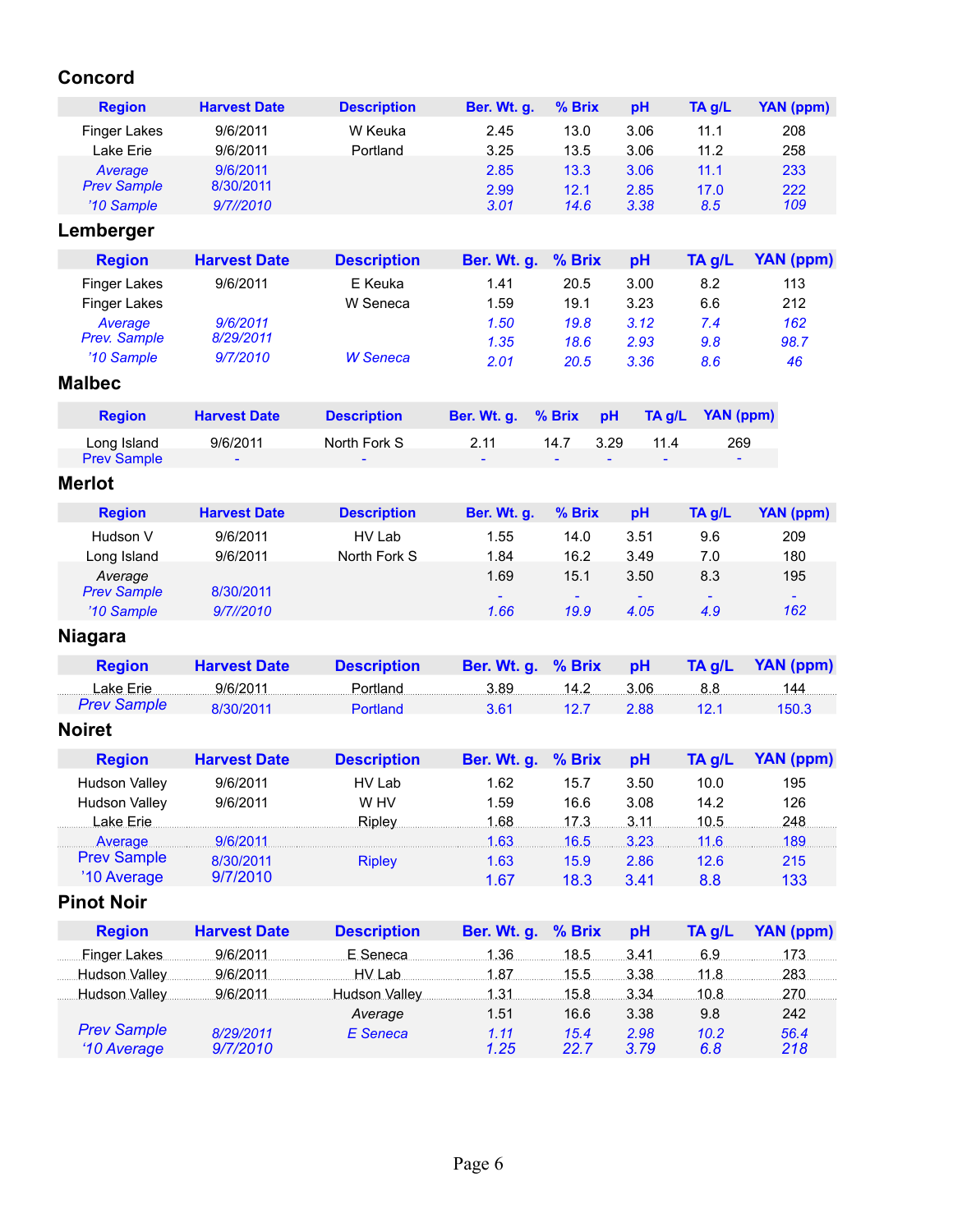## Concord

| Region | Harvest Date | Description | Ber. Wt. g. | % Brix | pH | TA g/L | YAN (ppm) |
|---|---|---|---|---|---|---|---|
| Finger Lakes | 9/6/2011 | W Keuka | 2.45 | 13.0 | 3.06 | 11.1 | 208 |
| Lake Erie | 9/6/2011 | Portland | 3.25 | 13.5 | 3.06 | 11.2 | 258 |
| *Average* | *9/6/2011* | | *2.85* | *13.3* | *3.06* | *11.1* | *233* |
| *Prev Sample* | *8/30/2011* | | *2.99* | *12.1* | *2.85* | *17.0* | *222* |
| *'10 Sample* | *9/7//2010* | | *3.01* | *14.6* | *3.38* | *8.5* | *109* |

## Lemberger

| Region | Harvest Date | Description | Ber. Wt. g. | % Brix | pH | TA g/L | YAN (ppm) |
|---|---|---|---|---|---|---|---|
| Finger Lakes | 9/6/2011 | E Keuka | 1.41 | 20.5 | 3.00 | 8.2 | 113 |
| Finger Lakes | | W Seneca | 1.59 | 19.1 | 3.23 | 6.6 | 212 |
| *Average* | *9/6/2011* | | *1.50* | *19.8* | *3.12* | *7.4* | *162* |
| *Prev. Sample* | *8/29/2011* | | *1.35* | *18.6* | *2.93* | *9.8* | *98.7* |
| *'10 Sample* | *9/7/2010* | *W Seneca* | *2.01* | *20.5* | *3.36* | *8.6* | *46* |

## Malbec

| Region | Harvest Date | Description | Ber. Wt. g. | % Brix | pH | TA g/L | YAN (ppm) |
|---|---|---|---|---|---|---|---|
| Long Island | 9/6/2011 | North Fork S | 2.11 | 14.7 | 3.29 | 11.4 | 269 |
| Prev Sample | - | - | - | - | - | - | - |

## Merlot

| Region | Harvest Date | Description | Ber. Wt. g. | % Brix | pH | TA g/L | YAN (ppm) |
|---|---|---|---|---|---|---|---|
| Hudson V | 9/6/2011 | HV Lab | 1.55 | 14.0 | 3.51 | 9.6 | 209 |
| Long Island | 9/6/2011 | North Fork S | 1.84 | 16.2 | 3.49 | 7.0 | 180 |
| *Average* | | | 1.69 | 15.1 | 3.50 | 8.3 | 195 |
| *Prev Sample* | *8/30/2011* | | *-* | *-* | *-* | *-* | *-* |
| *'10 Sample* | *9/7//2010* | | *1.66* | *19.9* | *4.05* | *4.9* | *162* |

## Niagara

| Region | Harvest Date | Description | Ber. Wt. g. | % Brix | pH | TA g/L | YAN (ppm) |
|---|---|---|---|---|---|---|---|
| Lake Erie | 9/6/2011 | Portland | 3.89 | 14.2 | 3.06 | 8.8 | 144 |
| *Prev Sample* | 8/30/2011 | Portland | 3.61 | 12.7 | 2.88 | 12.1 | 150.3 |

## Noiret

| Region | Harvest Date | Description | Ber. Wt. g. | % Brix | pH | TA g/L | YAN (ppm) |
|---|---|---|---|---|---|---|---|
| Hudson Valley | 9/6/2011 | HV Lab | 1.62 | 15.7 | 3.50 | 10.0 | 195 |
| Hudson Valley | 9/6/2011 | W HV | 1.59 | 16.6 | 3.08 | 14.2 | 126 |
| Lake Erie | | Ripley | 1.68 | 17.3 | 3.11 | 10.5 | 248 |
| Average | 9/6/2011 | | 1.63 | 16.5 | 3.23 | 11.6 | 189 |
| Prev Sample | 8/30/2011 | Ripley | 1.63 | 15.9 | 2.86 | 12.6 | 215 |
| '10 Average | 9/7/2010 | | 1.67 | 18.3 | 3.41 | 8.8 | 133 |

## Pinot Noir

| Region | Harvest Date | Description | Ber. Wt. g. | % Brix | pH | TA g/L | YAN (ppm) |
|---|---|---|---|---|---|---|---|
| Finger Lakes | 9/6/2011 | E Seneca | 1.36 | 18.5 | 3.41 | 6.9 | 173 |
| Hudson Valley | 9/6/2011 | HV Lab | 1.87 | 15.5 | 3.38 | 11.8 | 283 |
| Hudson Valley | 9/6/2011 | Hudson Valley | 1.31 | 15.8 | 3.34 | 10.8 | 270 |
| | | *Average* | 1.51 | 16.6 | 3.38 | 9.8 | 242 |
| *Prev Sample* | *8/29/2011* | *E Seneca* | *1.11* | *15.4* | *2.98* | *10.2* | *56.4* |
| *'10 Average* | *9/7/2010* | | *1.25* | *22.7* | *3.79* | *6.8* | *218* |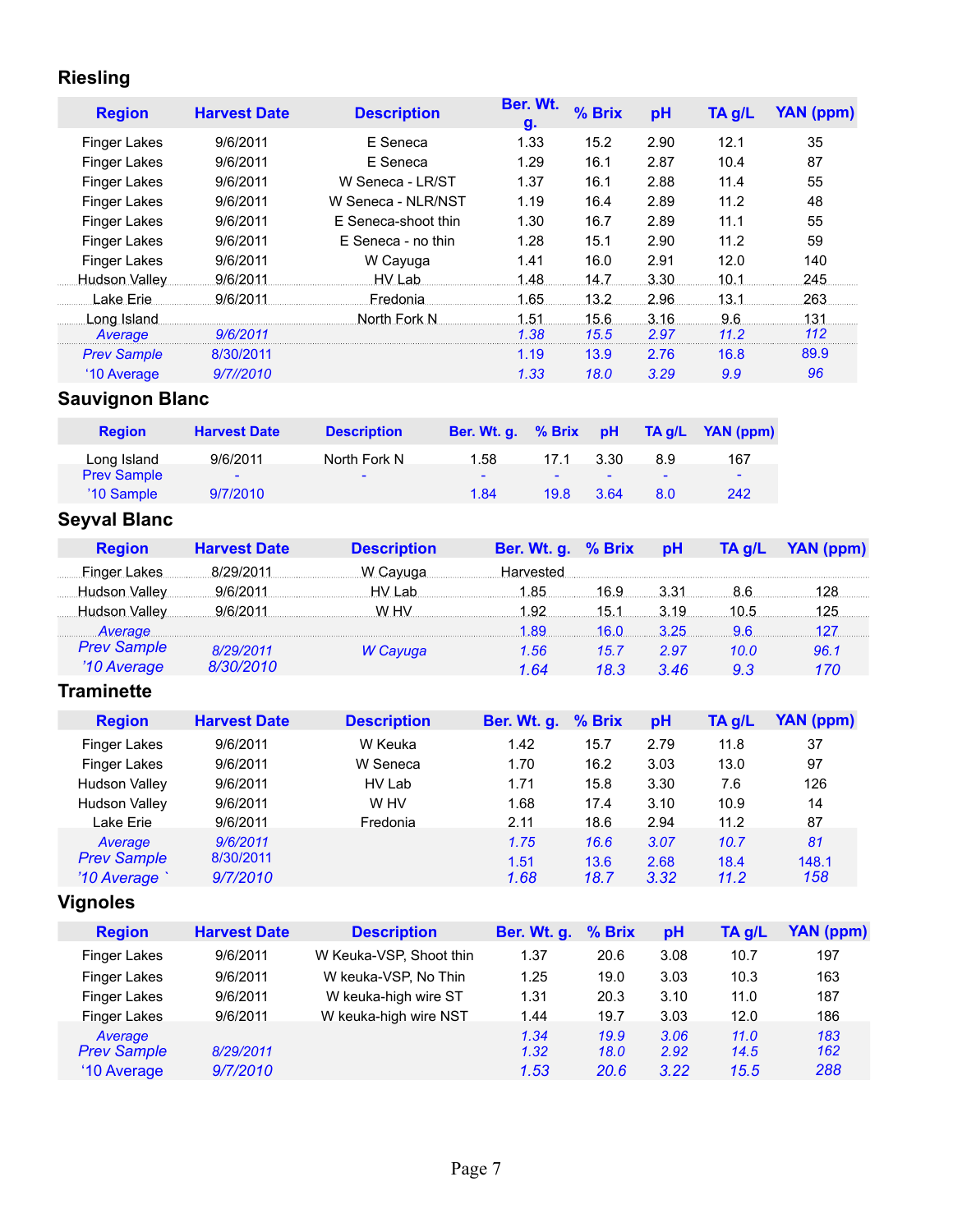## Riesling

| Region | Harvest Date | Description | Ber. Wt. g. | % Brix | pH | TA g/L | YAN (ppm) |
|---|---|---|---|---|---|---|---|
| Finger Lakes | 9/6/2011 | E Seneca | 1.33 | 15.2 | 2.90 | 12.1 | 35 |
| Finger Lakes | 9/6/2011 | E Seneca | 1.29 | 16.1 | 2.87 | 10.4 | 87 |
| Finger Lakes | 9/6/2011 | W Seneca - LR/ST | 1.37 | 16.1 | 2.88 | 11.4 | 55 |
| Finger Lakes | 9/6/2011 | W Seneca - NLR/NST | 1.19 | 16.4 | 2.89 | 11.2 | 48 |
| Finger Lakes | 9/6/2011 | E Seneca-shoot thin | 1.30 | 16.7 | 2.89 | 11.1 | 55 |
| Finger Lakes | 9/6/2011 | E Seneca - no thin | 1.28 | 15.1 | 2.90 | 11.2 | 59 |
| Finger Lakes | 9/6/2011 | W Cayuga | 1.41 | 16.0 | 2.91 | 12.0 | 140 |
| Hudson Valley | 9/6/2011 | HV Lab | 1.48 | 14.7 | 3.30 | 10.1 | 245 |
| Lake Erie | 9/6/2011 | Fredonia | 1.65 | 13.2 | 2.96 | 13.1 | 263 |
| Long Island | | North Fork N | 1.51 | 15.6 | 3.16 | 9.6 | 131 |
| *Average* | *9/6/2011* | | *1.38* | *15.5* | *2.97* | *11.2* | *112* |
| *Prev Sample* | 8/30/2011 | | 1.19 | 13.9 | 2.76 | 16.8 | 89.9 |
| *'10 Average* | *9/7//2010* | | *1.33* | *18.0* | *3.29* | *9.9* | *96* |

## Sauvignon Blanc

| Region | Harvest Date | Description | Ber. Wt. g. | % Brix | pH | TA g/L | YAN (ppm) |
|---|---|---|---|---|---|---|---|
| Long Island | 9/6/2011 | North Fork N | 1.58 | 17.1 | 3.30 | 8.9 | 167 |
| Prev Sample | - | - | - | - | - | - | - |
| '10 Sample | 9/7/2010 | | 1.84 | 19.8 | 3.64 | 8.0 | 242 |

## Seyval Blanc

| Region | Harvest Date | Description | Ber. Wt. g. | % Brix | pH | TA g/L | YAN (ppm) |
|---|---|---|---|---|---|---|---|
| Finger Lakes | 8/29/2011 | W Cayuga | Harvested | | | | |
| Hudson Valley | 9/6/2011 | HV Lab | 1.85 | 16.9 | 3.31 | 8.6 | 128 |
| Hudson Valley | 9/6/2011 | W HV | 1.92 | 15.1 | 3.19 | 10.5 | 125 |
| *Average* | | | 1.89 | 16.0 | 3.25 | 9.6 | 127 |
| *Prev Sample* | *8/29/2011* | *W Cayuga* | *1.56* | *15.7* | *2.97* | *10.0* | *96.1* |
| *'10 Average* | *8/30/2010* | | *1.64* | *18.3* | *3.46* | *9.3* | *170* |

## Traminette

| Region | Harvest Date | Description | Ber. Wt. g. | % Brix | pH | TA g/L | YAN (ppm) |
|---|---|---|---|---|---|---|---|
| Finger Lakes | 9/6/2011 | W Keuka | 1.42 | 15.7 | 2.79 | 11.8 | 37 |
| Finger Lakes | 9/6/2011 | W Seneca | 1.70 | 16.2 | 3.03 | 13.0 | 97 |
| Hudson Valley | 9/6/2011 | HV Lab | 1.71 | 15.8 | 3.30 | 7.6 | 126 |
| Hudson Valley | 9/6/2011 | W HV | 1.68 | 17.4 | 3.10 | 10.9 | 14 |
| Lake Erie | 9/6/2011 | Fredonia | 2.11 | 18.6 | 2.94 | 11.2 | 87 |
| *Average* | *9/6/2011* | | *1.75* | *16.6* | *3.07* | *10.7* | *81* |
| *Prev Sample* | 8/30/2011 | | 1.51 | 13.6 | 2.68 | 18.4 | 148.1 |
| *'10 Average `* | *9/7/2010* | | *1.68* | *18.7* | *3.32* | *11.2* | *158* |

## Vignoles

| Region | Harvest Date | Description | Ber. Wt. g. | % Brix | pH | TA g/L | YAN (ppm) |
|---|---|---|---|---|---|---|---|
| Finger Lakes | 9/6/2011 | W Keuka-VSP, Shoot thin | 1.37 | 20.6 | 3.08 | 10.7 | 197 |
| Finger Lakes | 9/6/2011 | W keuka-VSP, No Thin | 1.25 | 19.0 | 3.03 | 10.3 | 163 |
| Finger Lakes | 9/6/2011 | W keuka-high wire ST | 1.31 | 20.3 | 3.10 | 11.0 | 187 |
| Finger Lakes | 9/6/2011 | W keuka-high wire NST | 1.44 | 19.7 | 3.03 | 12.0 | 186 |
| *Average* | | | *1.34* | *19.9* | *3.06* | *11.0* | *183* |
| *Prev Sample* | *8/29/2011* | | *1.32* | *18.0* | *2.92* | *14.5* | *162* |
| *'10 Average* | *9/7/2010* | | *1.53* | *20.6* | *3.22* | *15.5* | *288* |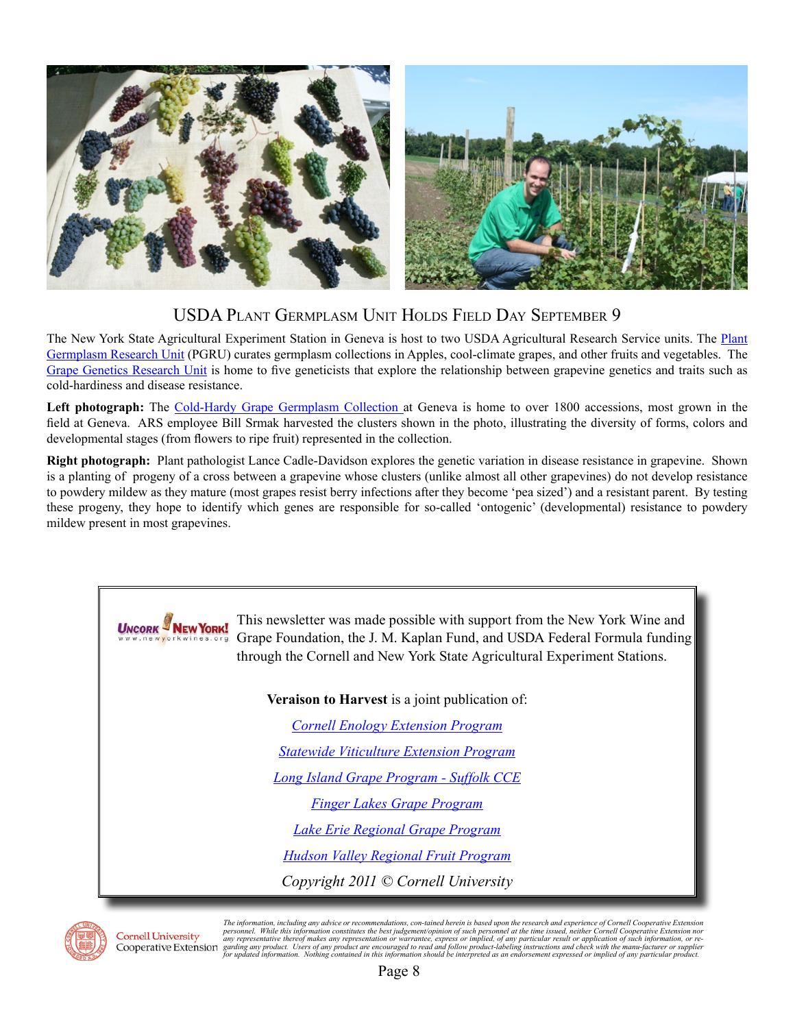## USDA Plant Germplasm Unit Holds Field Day September 9

The New York State Agricultural Experiment Station in Geneva is host to two USDA Agricultural Research Service units. The Plant Germplasm Research Unit (PGRU) curates germplasm collections in Apples, cool-climate grapes, and other fruits and vegetables. The Grape Genetics Research Unit is home to five geneticists that explore the relationship between grapevine genetics and traits such as cold-hardiness and disease resistance.

**Left photograph:** The Cold-Hardy Grape Germplasm Collection at Geneva is home to over 1800 accessions, most grown in the field at Geneva. ARS employee Bill Srmak harvested the clusters shown in the photo, illustrating the diversity of forms, colors and developmental stages (from flowers to ripe fruit) represented in the collection.

**Right photograph:** Plant pathologist Lance Cadle-Davidson explores the genetic variation in disease resistance in grapevine. Shown is a planting of progeny of a cross between a grapevine whose clusters (unlike almost all other grapevines) do not develop resistance to powdery mildew as they mature (most grapes resist berry infections after they become 'pea sized') and a resistant parent. By testing these progeny, they hope to identify which genes are responsible for so-called 'ontogenic' (developmental) resistance to powdery mildew present in most grapevines.

---

Uncork New York! www.newyorkwines.org

This newsletter was made possible with support from the New York Wine and Grape Foundation, the J. M. Kaplan Fund, and USDA Federal Formula funding through the Cornell and New York State Agricultural Experiment Stations.

**Veraison to Harvest** is a joint publication of:

*Cornell Enology Extension Program*

*Statewide Viticulture Extension Program*

*Long Island Grape Program - Suffolk CCE*

*Finger Lakes Grape Program*

*Lake Erie Regional Grape Program*

*Hudson Valley Regional Fruit Program*

*Copyright 2011 © Cornell University*

---

Cornell University Cooperative Extension

*The information, including any advice or recommendations, con-tained herein is based upon the research and experience of Cornell Cooperative Extension personnel. While this information constitutes the best judgement/opinion of such personnel at the time issued, neither Cornell Cooperative Extension nor any representative thereof makes any representation or warrantee, express or implied, of any particular result or application of such information, or re-garding any product. Users of any product are encouraged to read and follow product-labeling instructions and check with the manu-facturer or supplier for updated information. Nothing contained in this information should be interpreted as an endorsement expressed or implied of any particular product.*